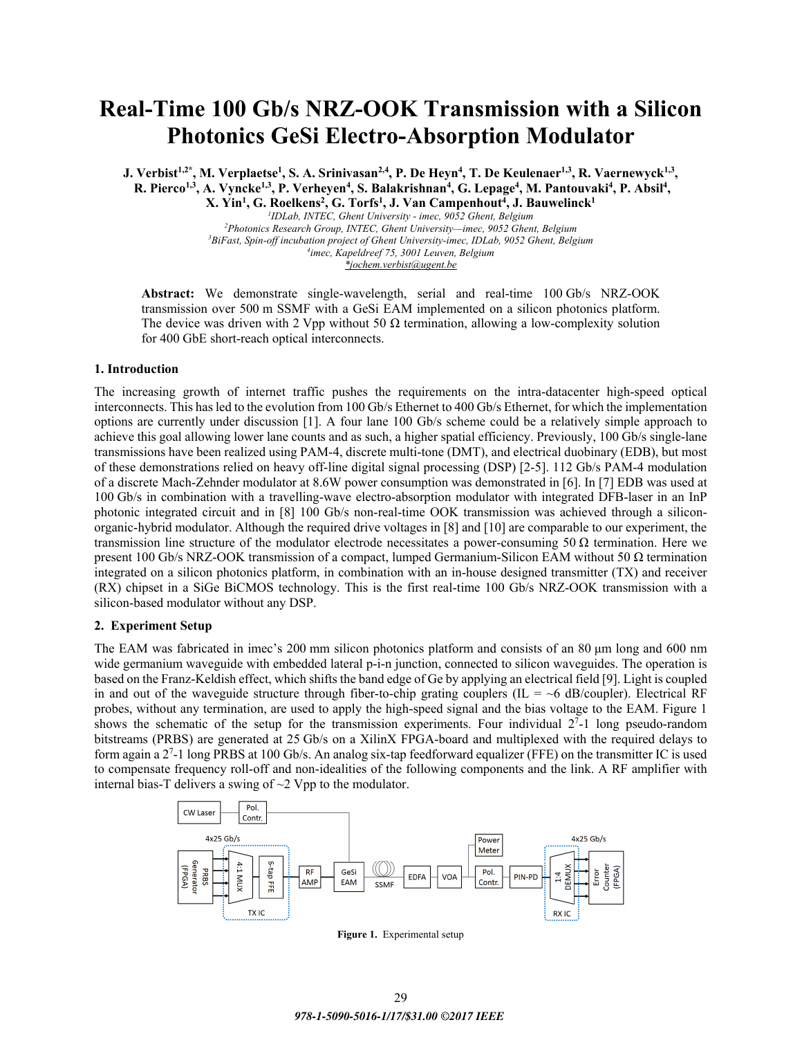# Real-Time 100 Gb/s NRZ-OOK Transmission with a Silicon Photonics GeSi Electro-Absorption Modulator

**J. Verbist[1,2*], M. Verplaetse[1], S. A. Srinivasan[2,4], P. De Heyn[4], T. De Keulenaer[1,3], R. Vaernewyck[1,3], R. Pierco[1,3], A. Vyncke[1,3], P. Verheyen[4], S. Balakrishnan[4], G. Lepage[4], M. Pantouvaki[4], P. Absil[4], X. Yin[1], G. Roelkens[2], G. Torfs[1], J. Van Campenhout[4], J. Bauwelinck[1]**

*[1]IDLab, INTEC, Ghent University - imec, 9052 Ghent, Belgium*
*[2]Photonics Research Group, INTEC, Ghent University—imec, 9052 Ghent, Belgium*
*[3]BiFast, Spin-off incubation project of Ghent University-imec, IDLab, 9052 Ghent, Belgium*
*[4]imec, Kapeldreef 75, 3001 Leuven, Belgium*
*\*jochem.verbist@ugent.be*

**Abstract:** We demonstrate single-wavelength, serial and real-time 100 Gb/s NRZ-OOK transmission over 500 m SSMF with a GeSi EAM implemented on a silicon photonics platform. The device was driven with 2 Vpp without 50 Ω termination, allowing a low-complexity solution for 400 GbE short-reach optical interconnects.

## 1. Introduction

The increasing growth of internet traffic pushes the requirements on the intra-datacenter high-speed optical interconnects. This has led to the evolution from 100 Gb/s Ethernet to 400 Gb/s Ethernet, for which the implementation options are currently under discussion [1]. A four lane 100 Gb/s scheme could be a relatively simple approach to achieve this goal allowing lower lane counts and as such, a higher spatial efficiency. Previously, 100 Gb/s single-lane transmissions have been realized using PAM-4, discrete multi-tone (DMT), and electrical duobinary (EDB), but most of these demonstrations relied on heavy off-line digital signal processing (DSP) [2-5]. 112 Gb/s PAM-4 modulation of a discrete Mach-Zehnder modulator at 8.6W power consumption was demonstrated in [6]. In [7] EDB was used at 100 Gb/s in combination with a travelling-wave electro-absorption modulator with integrated DFB-laser in an InP photonic integrated circuit and in [8] 100 Gb/s non-real-time OOK transmission was achieved through a silicon-organic-hybrid modulator. Although the required drive voltages in [8] and [10] are comparable to our experiment, the transmission line structure of the modulator electrode necessitates a power-consuming 50 Ω termination. Here we present 100 Gb/s NRZ-OOK transmission of a compact, lumped Germanium-Silicon EAM without 50 Ω termination integrated on a silicon photonics platform, in combination with an in-house designed transmitter (TX) and receiver (RX) chipset in a SiGe BiCMOS technology. This is the first real-time 100 Gb/s NRZ-OOK transmission with a silicon-based modulator without any DSP.

## 2. Experiment Setup

The EAM was fabricated in imec's 200 mm silicon photonics platform and consists of an 80 µm long and 600 nm wide germanium waveguide with embedded lateral p-i-n junction, connected to silicon waveguides. The operation is based on the Franz-Keldish effect, which shifts the band edge of Ge by applying an electrical field [9]. Light is coupled in and out of the waveguide structure through fiber-to-chip grating couplers (IL = ~6 dB/coupler). Electrical RF probes, without any termination, are used to apply the high-speed signal and the bias voltage to the EAM. Figure 1 shows the schematic of the setup for the transmission experiments. Four individual $2^7$-1 long pseudo-random bitstreams (PRBS) are generated at 25 Gb/s on a XilinX FPGA-board and multiplexed with the required delays to form again a $2^7$-1 long PRBS at 100 Gb/s. An analog six-tap feedforward equalizer (FFE) on the transmitter IC is used to compensate frequency roll-off and non-idealities of the following components and the link. A RF amplifier with internal bias-T delivers a swing of ~2 Vpp to the modulator.

**Figure 1.** Experimental setup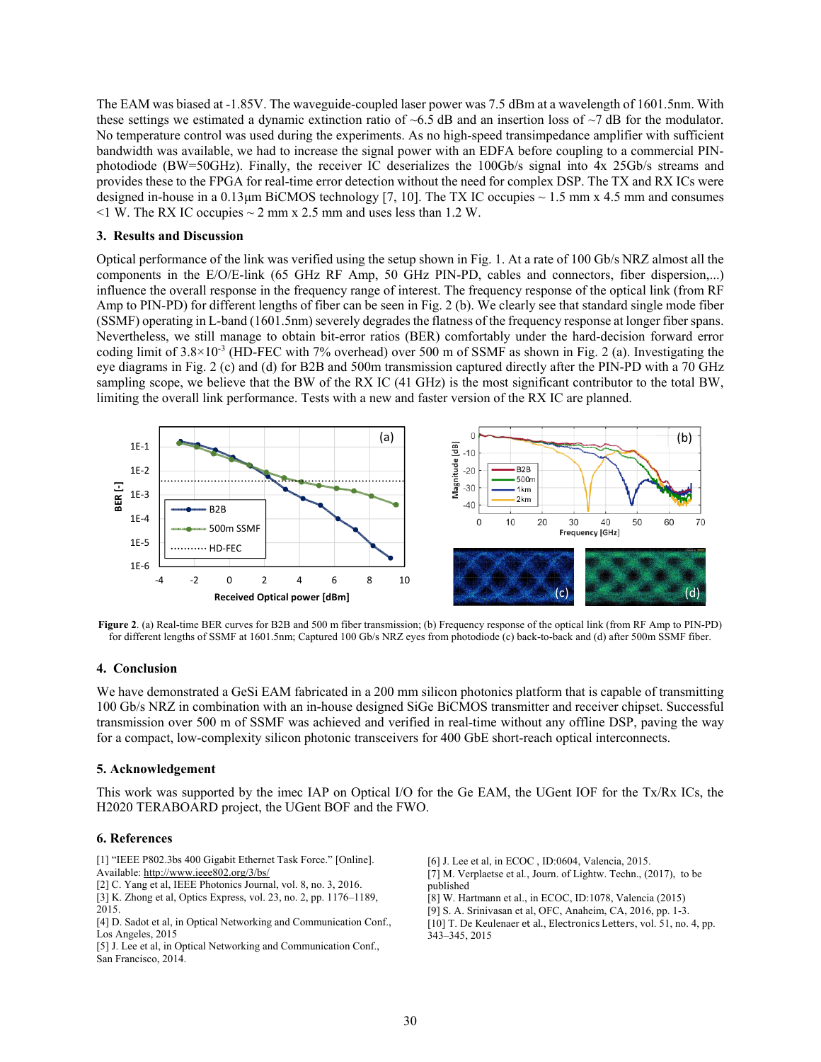The EAM was biased at -1.85V. The waveguide-coupled laser power was 7.5 dBm at a wavelength of 1601.5nm. With these settings we estimated a dynamic extinction ratio of ~6.5 dB and an insertion loss of ~7 dB for the modulator. No temperature control was used during the experiments. As no high-speed transimpedance amplifier with sufficient bandwidth was available, we had to increase the signal power with an EDFA before coupling to a commercial PIN-photodiode (BW=50GHz). Finally, the receiver IC deserializes the 100Gb/s signal into 4x 25Gb/s streams and provides these to the FPGA for real-time error detection without the need for complex DSP. The TX and RX ICs were designed in-house in a 0.13µm BiCMOS technology [7, 10]. The TX IC occupies ~ 1.5 mm x 4.5 mm and consumes <1 W. The RX IC occupies ~ 2 mm x 2.5 mm and uses less than 1.2 W.

### 3. Results and Discussion

Optical performance of the link was verified using the setup shown in Fig. 1. At a rate of 100 Gb/s NRZ almost all the components in the E/O/E-link (65 GHz RF Amp, 50 GHz PIN-PD, cables and connectors, fiber dispersion,...) influence the overall response in the frequency range of interest. The frequency response of the optical link (from RF Amp to PIN-PD) for different lengths of fiber can be seen in Fig. 2 (b). We clearly see that standard single mode fiber (SSMF) operating in L-band (1601.5nm) severely degrades the flatness of the frequency response at longer fiber spans. Nevertheless, we still manage to obtain bit-error ratios (BER) comfortably under the hard-decision forward error coding limit of $3.8\times10^{-3}$ (HD-FEC with 7% overhead) over 500 m of SSMF as shown in Fig. 2 (a). Investigating the eye diagrams in Fig. 2 (c) and (d) for B2B and 500m transmission captured directly after the PIN-PD with a 70 GHz sampling scope, we believe that the BW of the RX IC (41 GHz) is the most significant contributor to the total BW, limiting the overall link performance. Tests with a new and faster version of the RX IC are planned.

(a)
BER [-]
1E-1
1E-2
1E-3
1E-4
1E-5
1E-6
-4 -2 0 2 4 6 8 10
Received Optical power [dBm]
B2B
500m SSMF
HD-FEC

(b)
Magnitude [dB]
0
-10
-20
-30
-40
0 10 20 30 40 50 60 70
Frequency [GHz]
B2B
500m
1km
2km

(c)
(d)

**Figure 2**. (a) Real-time BER curves for B2B and 500 m fiber transmission; (b) Frequency response of the optical link (from RF Amp to PIN-PD) for different lengths of SSMF at 1601.5nm; Captured 100 Gb/s NRZ eyes from photodiode (c) back-to-back and (d) after 500m SSMF fiber.

### 4. Conclusion

We have demonstrated a GeSi EAM fabricated in a 200 mm silicon photonics platform that is capable of transmitting 100 Gb/s NRZ in combination with an in-house designed SiGe BiCMOS transmitter and receiver chipset. Successful transmission over 500 m of SSMF was achieved and verified in real-time without any offline DSP, paving the way for a compact, low-complexity silicon photonic transceivers for 400 GbE short-reach optical interconnects.

### 5. Acknowledgement

This work was supported by the imec IAP on Optical I/O for the Ge EAM, the UGent IOF for the Tx/Rx ICs, the H2020 TERABOARD project, the UGent BOF and the FWO.

### 6. References

[1] "IEEE P802.3bs 400 Gigabit Ethernet Task Force." [Online]. Available: http://www.ieee802.org/3/bs/
[2] C. Yang et al, IEEE Photonics Journal, vol. 8, no. 3, 2016.
[3] K. Zhong et al, Optics Express, vol. 23, no. 2, pp. 1176–1189, 2015.
[4] D. Sadot et al, in Optical Networking and Communication Conf., Los Angeles, 2015
[5] J. Lee et al, in Optical Networking and Communication Conf., San Francisco, 2014.
[6] J. Lee et al, in ECOC , ID:0604, Valencia, 2015.
[7] M. Verplaetse et al., Journ. of Lightw. Techn., (2017), to be published
[8] W. Hartmann et al., in ECOC, ID:1078, Valencia (2015)
[9] S. A. Srinivasan et al, OFC, Anaheim, CA, 2016, pp. 1-3.
[10] T. De Keulenaer et al., Electronics Letters, vol. 51, no. 4, pp. 343–345, 2015